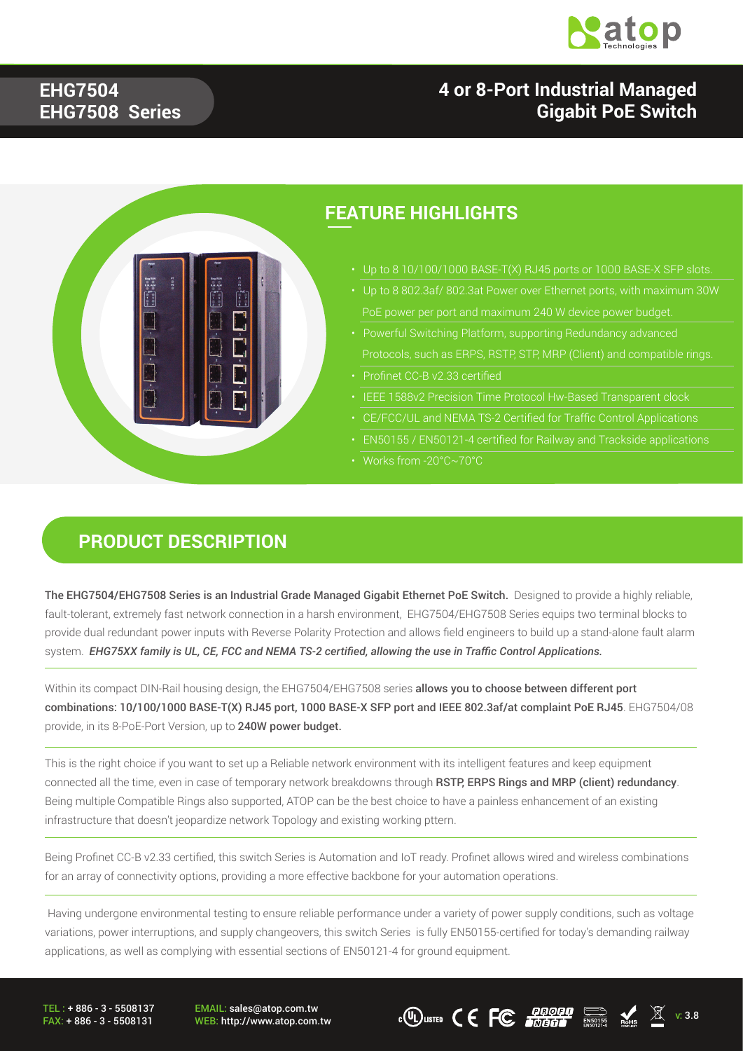# EHG7504 EHG7508 Series

# 4 or 8-Port Industrial Managed Gigabit PoE Switch

## FEATURE HIGHLIGHTS

- Up to 8 10/100/1000 BASE-T(X) RJ45 ports or 1000 BASE-X SFP slots.
- Up to 8 802.3af/ 802.3at Power over Ethernet ports, with maximum 30W PoE power per port and maximum 240 W device power budget.
- Powerful Switching Platform, supporting Redundancy advanced Protocols, such as ERPS, RSTP, STP, MRP (Client) and compatible rings.
- Profinet CC-B v2.33 certified
- IEEE 1588v2 Precision Time Protocol Hw-Based Transparent clock
- CE/FCC/UL and NEMA TS-2 Certified for Traffic Control Applications
- EN50155 / EN50121-4 certified for Railway and Trackside applications
- Works from -20°C~70°C

## PRODUCT DESCRIPTION

**The EHG7504/EHG7508 Series is an Industrial Grade Managed Gigabit Ethernet PoE Switch.** Designed to provide a highly reliable, fault-tolerant, extremely fast network connection in a harsh environment, EHG7504/EHG7508 Series equips two terminal blocks to provide dual redundant power inputs with Reverse Polarity Protection and allows field engineers to build up a stand-alone fault alarm system. ***EHG75XX family is UL, CE, FCC and NEMA TS-2 certified, allowing the use in Traffic Control Applications.***

Within its compact DIN-Rail housing design, the EHG7504/EHG7508 series **allows you to choose between different port combinations: 10/100/1000 BASE-T(X) RJ45 port, 1000 BASE-X SFP port and IEEE 802.3af/at complaint PoE RJ45**. EHG7504/08 provide, in its 8-PoE-Port Version, up to **240W power budget.**

This is the right choice if you want to set up a Reliable network environment with its intelligent features and keep equipment connected all the time, even in case of temporary network breakdowns through **RSTP, ERPS Rings and MRP (client) redundancy**. Being multiple Compatible Rings also supported, ATOP can be the best choice to have a painless enhancement of an existing infrastructure that doesn't jeopardize network Topology and existing working pttern.

Being Profinet CC-B v2.33 certified, this switch Series is Automation and IoT ready. Profinet allows wired and wireless combinations for an array of connectivity options, providing a more effective backbone for your automation operations.

Having undergone environmental testing to ensure reliable performance under a variety of power supply conditions, such as voltage variations, power interruptions, and supply changeovers, this switch Series is fully EN50155-certified for today's demanding railway applications, as well as complying with essential sections of EN50121-4 for ground equipment.

TEL : + 886 - 3 - 5508137
FAX: + 886 - 3 - 5508131

EMAIL: sales@atop.com.tw
WEB: http://www.atop.com.tw

v: 3.8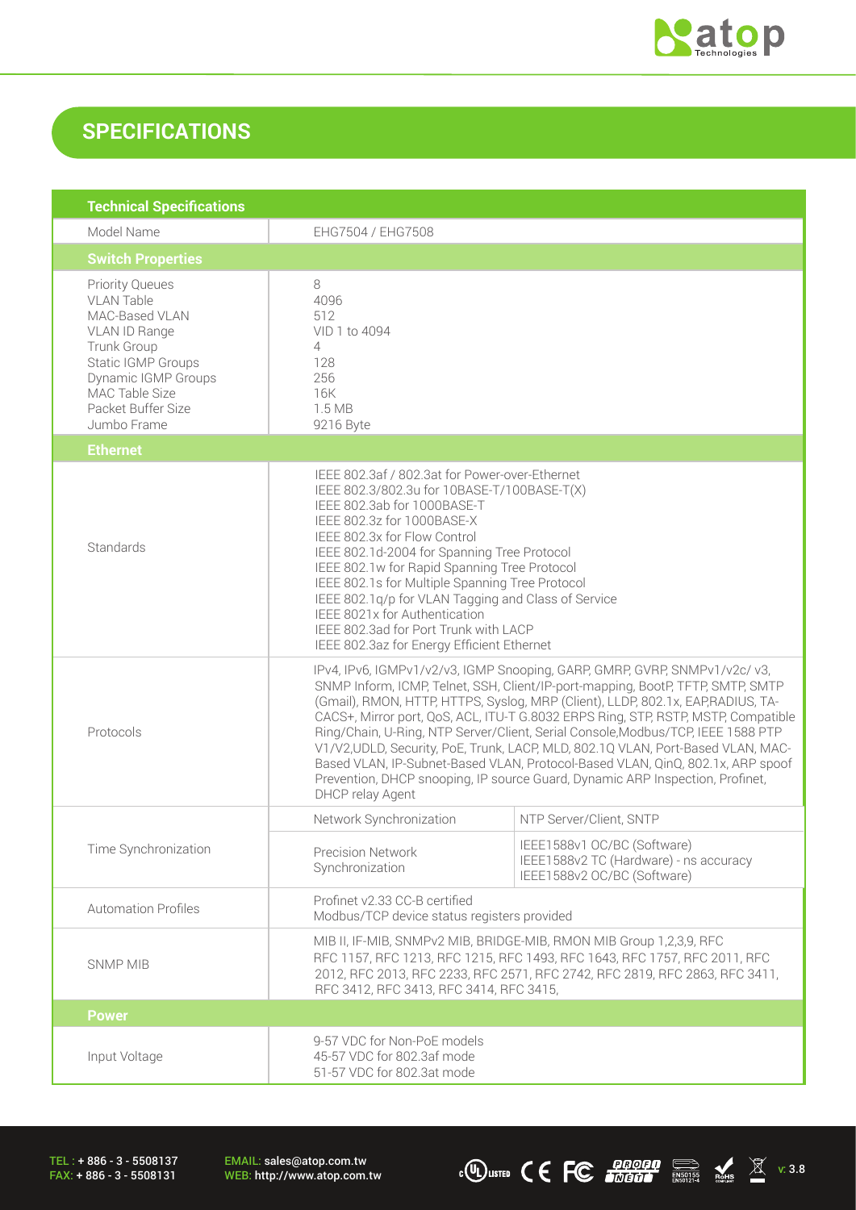## SPECIFICATIONS

| Technical Specifications | | |
|---|---|---|
| Model Name | EHG7504 / EHG7508 | |
| **Switch Properties** | | |
| Priority Queues<br>VLAN Table<br>MAC-Based VLAN<br>VLAN ID Range<br>Trunk Group<br>Static IGMP Groups<br>Dynamic IGMP Groups<br>MAC Table Size<br>Packet Buffer Size<br>Jumbo Frame | 8<br>4096<br>512<br>VID 1 to 4094<br>4<br>128<br>256<br>16K<br>1.5 MB<br>9216 Byte | |
| **Ethernet** | | |
| Standards | IEEE 802.3af / 802.3at for Power-over-Ethernet<br>IEEE 802.3/802.3u for 10BASE-T/100BASE-T(X)<br>IEEE 802.3ab for 1000BASE-T<br>IEEE 802.3z for 1000BASE-X<br>IEEE 802.3x for Flow Control<br>IEEE 802.1d-2004 for Spanning Tree Protocol<br>IEEE 802.1w for Rapid Spanning Tree Protocol<br>IEEE 802.1s for Multiple Spanning Tree Protocol<br>IEEE 802.1q/p for VLAN Tagging and Class of Service<br>IEEE 8021x for Authentication<br>IEEE 802.3ad for Port Trunk with LACP<br>IEEE 802.3az for Energy Efficient Ethernet | |
| Protocols | IPv4, IPv6, IGMPv1/v2/v3, IGMP Snooping, GARP, GMRP, GVRP, SNMPv1/v2c/ v3, SNMP Inform, ICMP, Telnet, SSH, Client/IP-port-mapping, BootP, TFTP, SMTP, SMTP (Gmail), RMON, HTTP, HTTPS, Syslog, MRP (Client), LLDP, 802.1x, EAP,RADIUS, TA-CACS+, Mirror port, QoS, ACL, ITU-T G.8032 ERPS Ring, STP, RSTP, MSTP, Compatible Ring/Chain, U-Ring, NTP Server/Client, Serial Console,Modbus/TCP, IEEE 1588 PTP V1/V2,UDLD, Security, PoE, Trunk, LACP, MLD, 802.1Q VLAN, Port-Based VLAN, MAC-Based VLAN, IP-Subnet-Based VLAN, Protocol-Based VLAN, QinQ, 802.1x, ARP spoof Prevention, DHCP snooping, IP source Guard, Dynamic ARP Inspection, Profinet, DHCP relay Agent | |
| Time Synchronization | Network Synchronization | NTP Server/Client, SNTP |
| | Precision Network Synchronization | IEEE1588v1 OC/BC (Software)<br>IEEE1588v2 TC (Hardware) - ns accuracy<br>IEEE1588v2 OC/BC (Software) |
| Automation Profiles | Profinet v2.33 CC-B certified<br>Modbus/TCP device status registers provided | |
| SNMP MIB | MIB II, IF-MIB, SNMPv2 MIB, BRIDGE-MIB, RMON MIB Group 1,2,3,9, RFC RFC 1157, RFC 1213, RFC 1215, RFC 1493, RFC 1643, RFC 1757, RFC 2011, RFC 2012, RFC 2013, RFC 2233, RFC 2571, RFC 2742, RFC 2819, RFC 2863, RFC 3411, RFC 3412, RFC 3413, RFC 3414, RFC 3415, | |
| **Power** | | |
| Input Voltage | 9-57 VDC for Non-PoE models<br>45-57 VDC for 802.3af mode<br>51-57 VDC for 802.3at mode | |

TEL : + 886 - 3 - 5508137
FAX: + 886 - 3 - 5508131

EMAIL: sales@atop.com.tw
WEB: http://www.atop.com.tw

v: 3.8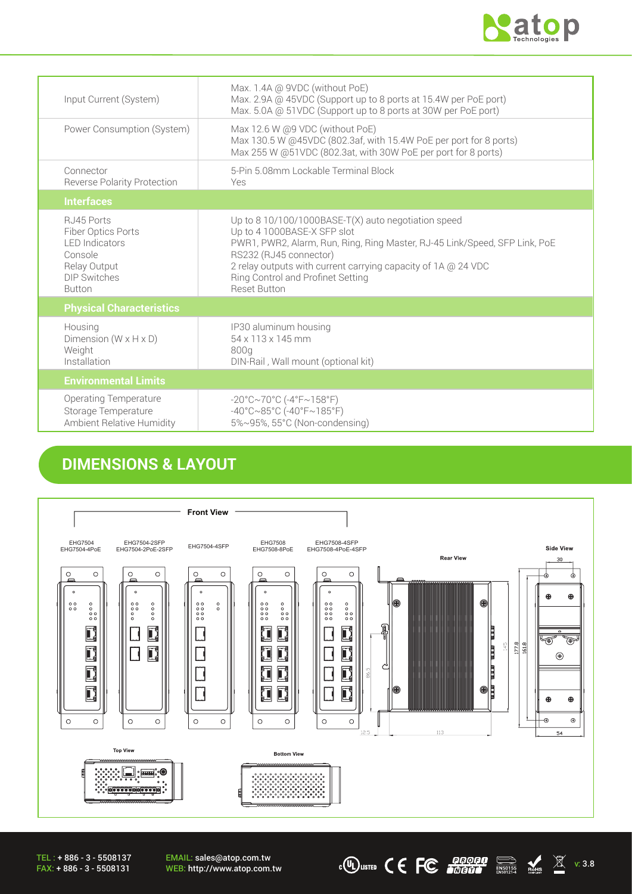| | |
|---|---|
| Input Current (System) | Max. 1.4A @ 9VDC (without PoE)<br>Max. 2.9A @ 45VDC (Support up to 8 ports at 15.4W per PoE port)<br>Max. 5.0A @ 51VDC (Support up to 8 ports at 30W per PoE port) |
| Power Consumption (System) | Max 12.6 W @9 VDC (without PoE)<br>Max 130.5 W @45VDC (802.3af, with 15.4W PoE per port for 8 ports)<br>Max 255 W @51VDC (802.3at, with 30W PoE per port for 8 ports) |
| Connector<br>Reverse Polarity Protection | 5-Pin 5.08mm Lockable Terminal Block<br>Yes |
| **Interfaces** | |
| RJ45 Ports<br>Fiber Optics Ports<br>LED Indicators<br>Console<br>Relay Output<br>DIP Switches<br>Button | Up to 8 10/100/1000BASE-T(X) auto negotiation speed<br>Up to 4 1000BASE-X SFP slot<br>PWR1, PWR2, Alarm, Run, Ring, Ring Master, RJ-45 Link/Speed, SFP Link, PoE<br>RS232 (RJ45 connector)<br>2 relay outputs with current carrying capacity of 1A @ 24 VDC<br>Ring Control and Profinet Setting<br>Reset Button |
| **Physical Characteristics** | |
| Housing<br>Dimension (W x H x D)<br>Weight<br>Installation | IP30 aluminum housing<br>54 x 113 x 145 mm<br>800g<br>DIN-Rail , Wall mount (optional kit) |
| **Environmental Limits** | |
| Operating Temperature<br>Storage Temperature<br>Ambient Relative Humidity | -20°C~70°C (-4°F~158°F)<br>-40°C~85°C (-40°F~185°F)<br>5%~95%, 55°C (Non-condensing) |

## DIMENSIONS & LAYOUT

Front View

EHG7504 / EHG7504-4PoE | EHG7504-2SFP / EHG7504-2PoE-2SFP | EHG7504-4SFP | EHG7508 / EHG7508-8PoE | EHG7508-4SFP / EHG7508-4PoE-4SFP

Rear View

Side View

Top View

Bottom View

TEL : + 886 - 3 - 5508137
FAX: + 886 - 3 - 5508131

EMAIL: sales@atop.com.tw
WEB: http://www.atop.com.tw

v: 3.8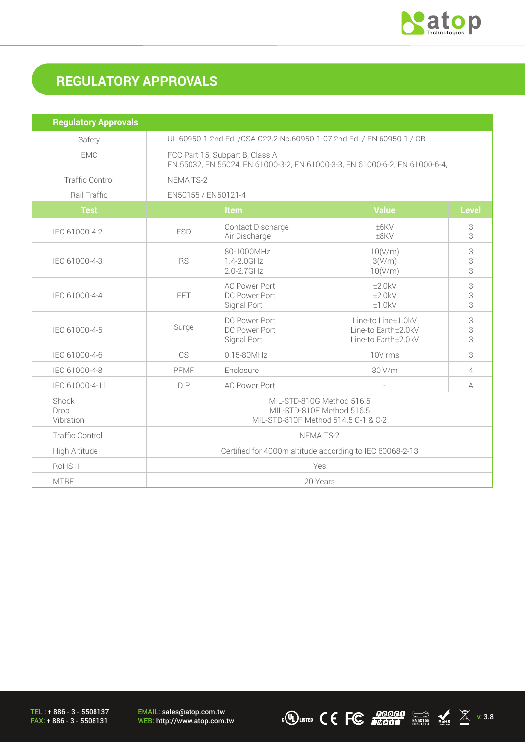## REGULATORY APPROVALS

| Regulatory Approvals | | | | |
|---|---|---|---|---|
| Safety | UL 60950-1 2nd Ed. /CSA C22.2 No.60950-1-07 2nd Ed. / EN 60950-1 / CB | | | |
| EMC | FCC Part 15, Subpart B, Class A<br>EN 55032, EN 55024, EN 61000-3-2, EN 61000-3-3, EN 61000-6-2, EN 61000-6-4, | | | |
| Traffic Control | NEMA TS-2 | | | |
| Rail Traffic | EN50155 / EN50121-4 | | | |
| **Test** | **Item** | | **Value** | **Level** |
| IEC 61000-4-2 | ESD | Contact Discharge<br>Air Discharge | ±6KV<br>±8KV | 3<br>3 |
| IEC 61000-4-3 | RS | 80-1000MHz<br>1.4-2.0GHz<br>2.0-2.7GHz | 10(V/m)<br>3(V/m)<br>10(V/m) | 3<br>3<br>3 |
| IEC 61000-4-4 | EFT | AC Power Port<br>DC Power Port<br>Signal Port | ±2.0kV<br>±2.0kV<br>±1.0kV | 3<br>3<br>3 |
| IEC 61000-4-5 | Surge | DC Power Port<br>DC Power Port<br>Signal Port | Line-to Line±1.0kV<br>Line-to Earth±2.0kV<br>Line-to Earth±2.0kV | 3<br>3<br>3 |
| IEC 61000-4-6 | CS | 0.15-80MHz | 10V rms | 3 |
| IEC 61000-4-8 | PFMF | Enclosure | 30 V/m | 4 |
| IEC 61000-4-11 | DIP | AC Power Port | - | A |
| Shock<br>Drop<br>Vibration | MIL-STD-810G Method 516.5<br>MIL-STD-810F Method 516.5<br>MIL-STD-810F Method 514.5 C-1 & C-2 | | | |
| Traffic Control | NEMA TS-2 | | | |
| High Altitude | Certified for 4000m altitude according to IEC 60068-2-13 | | | |
| RoHS II | Yes | | | |
| MTBF | 20 Years | | | |

TEL : + 886 - 3 - 5508137
FAX: + 886 - 3 - 5508131

EMAIL: sales@atop.com.tw
WEB: http://www.atop.com.tw

v: 3.8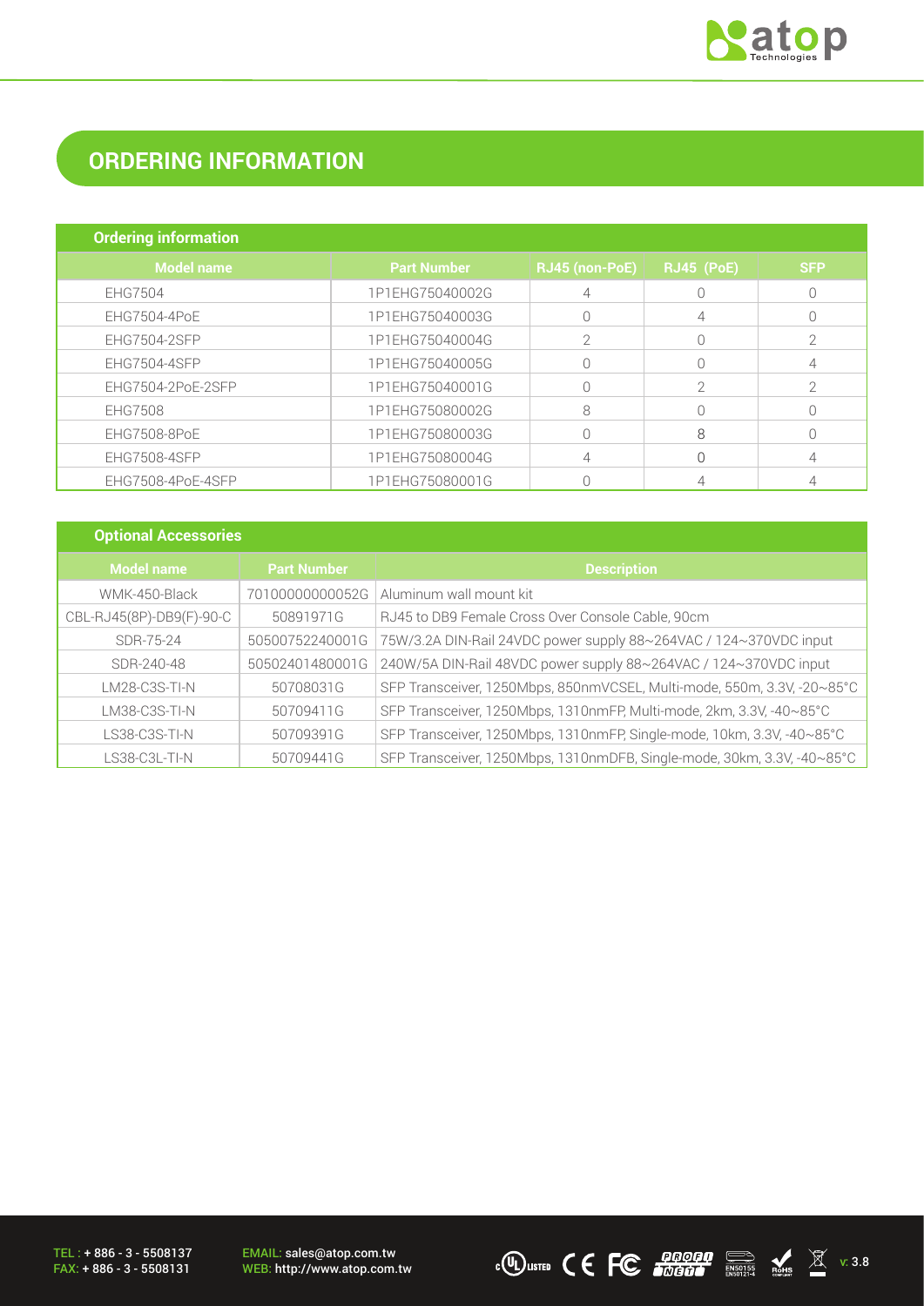# ORDERING INFORMATION

**Ordering information**

| Model name | Part Number | RJ45 (non-PoE) | RJ45 (PoE) | SFP |
|---|---|---|---|---|
| EHG7504 | 1P1EHG75040002G | 4 | 0 | 0 |
| EHG7504-4PoE | 1P1EHG75040003G | 0 | 4 | 0 |
| EHG7504-2SFP | 1P1EHG75040004G | 2 | 0 | 2 |
| EHG7504-4SFP | 1P1EHG75040005G | 0 | 0 | 4 |
| EHG7504-2PoE-2SFP | 1P1EHG75040001G | 0 | 2 | 2 |
| EHG7508 | 1P1EHG75080002G | 8 | 0 | 0 |
| EHG7508-8PoE | 1P1EHG75080003G | 0 | 8 | 0 |
| EHG7508-4SFP | 1P1EHG75080004G | 4 | 0 | 4 |
| EHG7508-4PoE-4SFP | 1P1EHG75080001G | 0 | 4 | 4 |

**Optional Accessories**

| Model name | Part Number | Description |
|---|---|---|
| WMK-450-Black | 70100000000052G | Aluminum wall mount kit |
| CBL-RJ45(8P)-DB9(F)-90-C | 50891971G | RJ45 to DB9 Female Cross Over Console Cable, 90cm |
| SDR-75-24 | 50500752240001G | 75W/3.2A DIN-Rail 24VDC power supply 88~264VAC / 124~370VDC input |
| SDR-240-48 | 50502401480001G | 240W/5A DIN-Rail 48VDC power supply 88~264VAC / 124~370VDC input |
| LM28-C3S-TI-N | 50708031G | SFP Transceiver, 1250Mbps, 850nmVCSEL, Multi-mode, 550m, 3.3V, -20~85°C |
| LM38-C3S-TI-N | 50709411G | SFP Transceiver, 1250Mbps, 1310nmFP, Multi-mode, 2km, 3.3V, -40~85°C |
| LS38-C3S-TI-N | 50709391G | SFP Transceiver, 1250Mbps, 1310nmFP, Single-mode, 10km, 3.3V, -40~85°C |
| LS38-C3L-TI-N | 50709441G | SFP Transceiver, 1250Mbps, 1310nmDFB, Single-mode, 30km, 3.3V, -40~85°C |

TEL : + 886 - 3 - 5508137
FAX: + 886 - 3 - 5508131

EMAIL: sales@atop.com.tw
WEB: http://www.atop.com.tw

v: 3.8